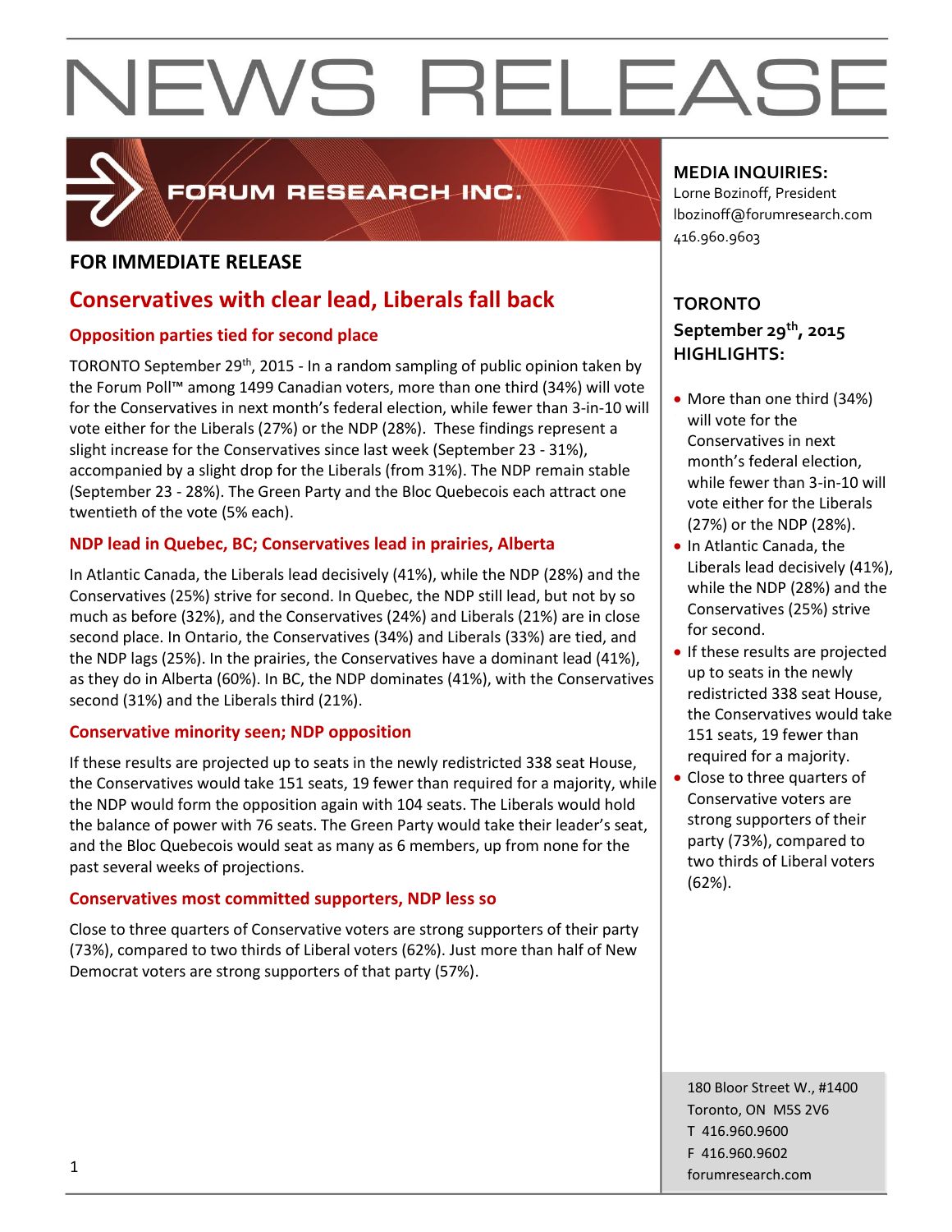# NEWS RELEASE

FORUM RESEARCH INC.

**FOR IMMEDIATE RELEASE**

## Conservatives with clear lead, Liberals fall back

### Opposition parties tied for second place

TORONTO September 29th, 2015 - In a random sampling of public opinion taken by the Forum Poll™ among 1499 Canadian voters, more than one third (34%) will vote for the Conservatives in next month's federal election, while fewer than 3-in-10 will vote either for the Liberals (27%) or the NDP (28%). These findings represent a slight increase for the Conservatives since last week (September 23 - 31%), accompanied by a slight drop for the Liberals (from 31%). The NDP remain stable (September 23 - 28%). The Green Party and the Bloc Quebecois each attract one twentieth of the vote (5% each).

### NDP lead in Quebec, BC; Conservatives lead in prairies, Alberta

In Atlantic Canada, the Liberals lead decisively (41%), while the NDP (28%) and the Conservatives (25%) strive for second. In Quebec, the NDP still lead, but not by so much as before (32%), and the Conservatives (24%) and Liberals (21%) are in close second place. In Ontario, the Conservatives (34%) and Liberals (33%) are tied, and the NDP lags (25%). In the prairies, the Conservatives have a dominant lead (41%), as they do in Alberta (60%). In BC, the NDP dominates (41%), with the Conservatives second (31%) and the Liberals third (21%).

### Conservative minority seen; NDP opposition

If these results are projected up to seats in the newly redistricted 338 seat House, the Conservatives would take 151 seats, 19 fewer than required for a majority, while the NDP would form the opposition again with 104 seats. The Liberals would hold the balance of power with 76 seats. The Green Party would take their leader's seat, and the Bloc Quebecois would seat as many as 6 members, up from none for the past several weeks of projections.

### Conservatives most committed supporters, NDP less so

Close to three quarters of Conservative voters are strong supporters of their party (73%), compared to two thirds of Liberal voters (62%). Just more than half of New Democrat voters are strong supporters of that party (57%).

**MEDIA INQUIRIES:**
Lorne Bozinoff, President
lbozinoff@forumresearch.com
416.960.9603

**TORONTO**
**September 29th, 2015**
**HIGHLIGHTS:**

- More than one third (34%) will vote for the Conservatives in next month's federal election, while fewer than 3-in-10 will vote either for the Liberals (27%) or the NDP (28%).
- In Atlantic Canada, the Liberals lead decisively (41%), while the NDP (28%) and the Conservatives (25%) strive for second.
- If these results are projected up to seats in the newly redistricted 338 seat House, the Conservatives would take 151 seats, 19 fewer than required for a majority.
- Close to three quarters of Conservative voters are strong supporters of their party (73%), compared to two thirds of Liberal voters (62%).

180 Bloor Street W., #1400
Toronto, ON M5S 2V6
T 416.960.9600
F 416.960.9602
forumresearch.com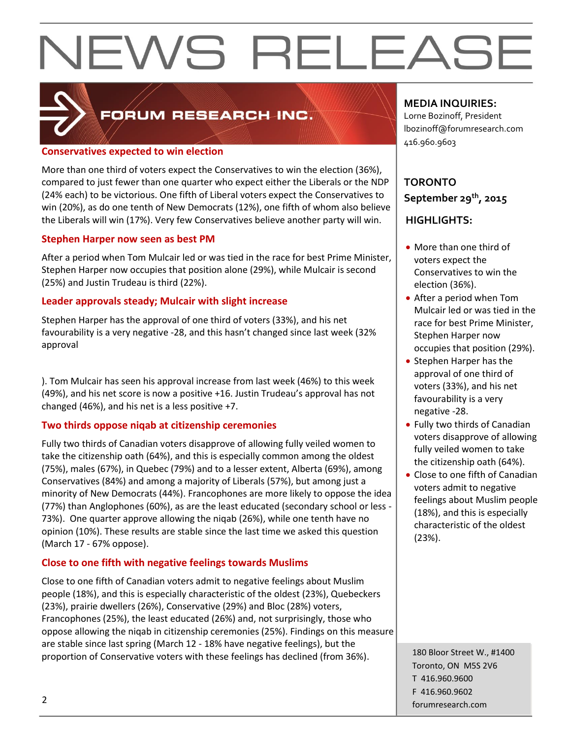# NEWS RELEASE

FORUM RESEARCH INC.

## Conservatives expected to win election

More than one third of voters expect the Conservatives to win the election (36%), compared to just fewer than one quarter who expect either the Liberals or the NDP (24% each) to be victorious. One fifth of Liberal voters expect the Conservatives to win (20%), as do one tenth of New Democrats (12%), one fifth of whom also believe the Liberals will win (17%). Very few Conservatives believe another party will win.

## Stephen Harper now seen as best PM

After a period when Tom Mulcair led or was tied in the race for best Prime Minister, Stephen Harper now occupies that position alone (29%), while Mulcair is second (25%) and Justin Trudeau is third (22%).

## Leader approvals steady; Mulcair with slight increase

Stephen Harper has the approval of one third of voters (33%), and his net favourability is a very negative -28, and this hasn't changed since last week (32% approval

). Tom Mulcair has seen his approval increase from last week (46%) to this week (49%), and his net score is now a positive +16. Justin Trudeau's approval has not changed (46%), and his net is a less positive +7.

## Two thirds oppose niqab at citizenship ceremonies

Fully two thirds of Canadian voters disapprove of allowing fully veiled women to take the citizenship oath (64%), and this is especially common among the oldest (75%), males (67%), in Quebec (79%) and to a lesser extent, Alberta (69%), among Conservatives (84%) and among a majority of Liberals (57%), but among just a minority of New Democrats (44%). Francophones are more likely to oppose the idea (77%) than Anglophones (60%), as are the least educated (secondary school or less - 73%). One quarter approve allowing the niqab (26%), while one tenth have no opinion (10%). These results are stable since the last time we asked this question (March 17 - 67% oppose).

## Close to one fifth with negative feelings towards Muslims

Close to one fifth of Canadian voters admit to negative feelings about Muslim people (18%), and this is especially characteristic of the oldest (23%), Quebeckers (23%), prairie dwellers (26%), Conservative (29%) and Bloc (28%) voters, Francophones (25%), the least educated (26%) and, not surprisingly, those who oppose allowing the niqab in citizenship ceremonies (25%). Findings on this measure are stable since last spring (March 12 - 18% have negative feelings), but the proportion of Conservative voters with these feelings has declined (from 36%).

**MEDIA INQUIRIES:**
Lorne Bozinoff, President
lbozinoff@forumresearch.com
416.960.9603

**TORONTO**
**September 29th, 2015**

**HIGHLIGHTS:**

- More than one third of voters expect the Conservatives to win the election (36%).
- After a period when Tom Mulcair led or was tied in the race for best Prime Minister, Stephen Harper now occupies that position (29%).
- Stephen Harper has the approval of one third of voters (33%), and his net favourability is a very negative -28.
- Fully two thirds of Canadian voters disapprove of allowing fully veiled women to take the citizenship oath (64%).
- Close to one fifth of Canadian voters admit to negative feelings about Muslim people (18%), and this is especially characteristic of the oldest (23%).

180 Bloor Street W., #1400
Toronto, ON M5S 2V6
T 416.960.9600
F 416.960.9602
forumresearch.com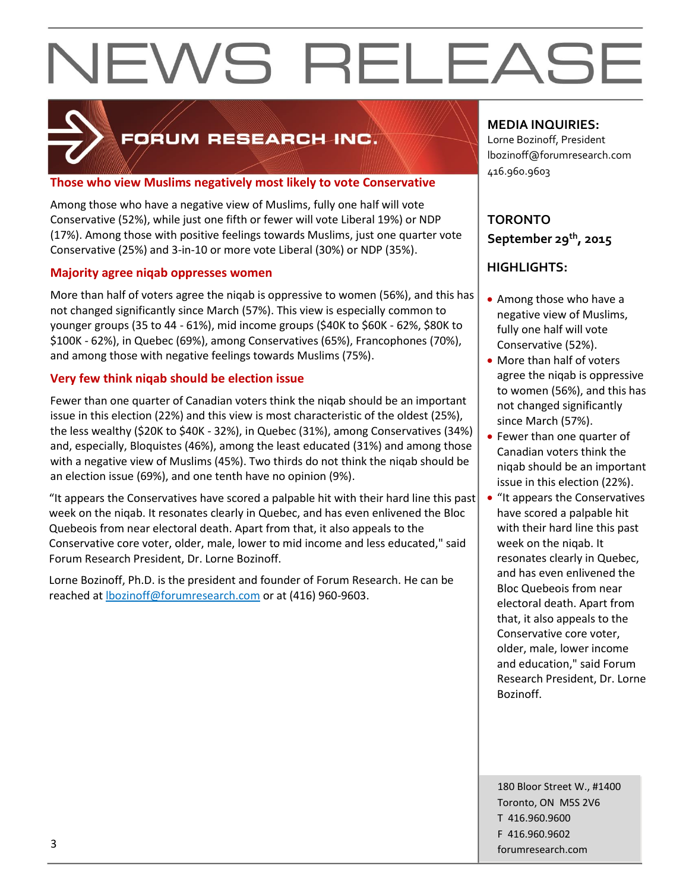# NEWS RELEASE

FORUM RESEARCH INC.

## Those who view Muslims negatively most likely to vote Conservative

Among those who have a negative view of Muslims, fully one half will vote Conservative (52%), while just one fifth or fewer will vote Liberal 19%) or NDP (17%). Among those with positive feelings towards Muslims, just one quarter vote Conservative (25%) and 3-in-10 or more vote Liberal (30%) or NDP (35%).

## Majority agree niqab oppresses women

More than half of voters agree the niqab is oppressive to women (56%), and this has not changed significantly since March (57%). This view is especially common to younger groups (35 to 44 - 61%), mid income groups ($40K to $60K - 62%, $80K to $100K - 62%), in Quebec (69%), among Conservatives (65%), Francophones (70%), and among those with negative feelings towards Muslims (75%).

## Very few think niqab should be election issue

Fewer than one quarter of Canadian voters think the niqab should be an important issue in this election (22%) and this view is most characteristic of the oldest (25%), the less wealthy ($20K to $40K - 32%), in Quebec (31%), among Conservatives (34%) and, especially, Bloquistes (46%), among the least educated (31%) and among those with a negative view of Muslims (45%). Two thirds do not think the niqab should be an election issue (69%), and one tenth have no opinion (9%).

“It appears the Conservatives have scored a palpable hit with their hard line this past week on the niqab. It resonates clearly in Quebec, and has even enlivened the Bloc Quebeois from near electoral death. Apart from that, it also appeals to the Conservative core voter, older, male, lower to mid income and less educated," said Forum Research President, Dr. Lorne Bozinoff.

Lorne Bozinoff, Ph.D. is the president and founder of Forum Research. He can be reached at lbozinoff@forumresearch.com or at (416) 960-9603.

**MEDIA INQUIRIES:**
Lorne Bozinoff, President
lbozinoff@forumresearch.com
416.960.9603

**TORONTO**
**September 29th, 2015**

**HIGHLIGHTS:**

- Among those who have a negative view of Muslims, fully one half will vote Conservative (52%).
- More than half of voters agree the niqab is oppressive to women (56%), and this has not changed significantly since March (57%).
- Fewer than one quarter of Canadian voters think the niqab should be an important issue in this election (22%).
- “It appears the Conservatives have scored a palpable hit with their hard line this past week on the niqab. It resonates clearly in Quebec, and has even enlivened the Bloc Quebeois from near electoral death. Apart from that, it also appeals to the Conservative core voter, older, male, lower income and education," said Forum Research President, Dr. Lorne Bozinoff.

180 Bloor Street W., #1400
Toronto, ON M5S 2V6
T 416.960.9600
F 416.960.9602
forumresearch.com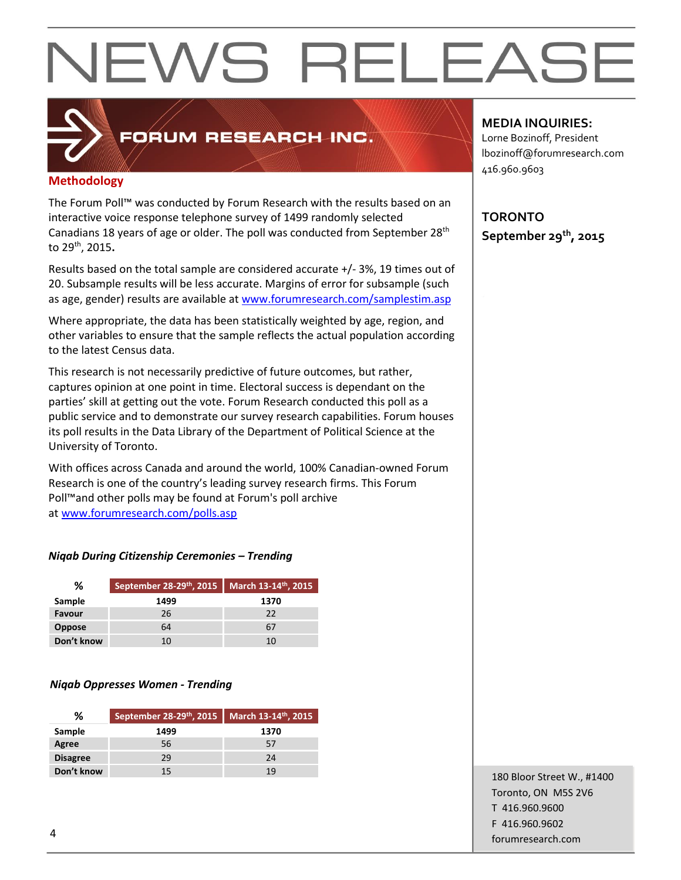# NEWS RELEASE

**FORUM RESEARCH INC.**

## Methodology

The Forum Poll™ was conducted by Forum Research with the results based on an interactive voice response telephone survey of 1499 randomly selected Canadians 18 years of age or older. The poll was conducted from September 28th to 29th, 2015.

Results based on the total sample are considered accurate +/- 3%, 19 times out of 20. Subsample results will be less accurate. Margins of error for subsample (such as age, gender) results are available at www.forumresearch.com/samplestim.asp

Where appropriate, the data has been statistically weighted by age, region, and other variables to ensure that the sample reflects the actual population according to the latest Census data.

This research is not necessarily predictive of future outcomes, but rather, captures opinion at one point in time. Electoral success is dependant on the parties' skill at getting out the vote. Forum Research conducted this poll as a public service and to demonstrate our survey research capabilities. Forum houses its poll results in the Data Library of the Department of Political Science at the University of Toronto.

With offices across Canada and around the world, 100% Canadian-owned Forum Research is one of the country's leading survey research firms. This Forum Poll™and other polls may be found at Forum's poll archive at www.forumresearch.com/polls.asp

***Niqab During Citizenship Ceremonies – Trending***

| % | September 28-29th, 2015 | March 13-14th, 2015 |
|---|---|---|
| **Sample** | **1499** | **1370** |
| **Favour** | 26 | 22 |
| **Oppose** | 64 | 67 |
| **Don't know** | 10 | 10 |

***Niqab Oppresses Women - Trending***

| % | September 28-29th, 2015 | March 13-14th, 2015 |
|---|---|---|
| **Sample** | **1499** | **1370** |
| **Agree** | 56 | 57 |
| **Disagree** | 29 | 24 |
| **Don't know** | 15 | 19 |

**MEDIA INQUIRIES:**
Lorne Bozinoff, President
lbozinoff@forumresearch.com
416.960.9603

**TORONTO**
**September 29th, 2015**

180 Bloor Street W., #1400
Toronto, ON M5S 2V6
T 416.960.9600
F 416.960.9602
forumresearch.com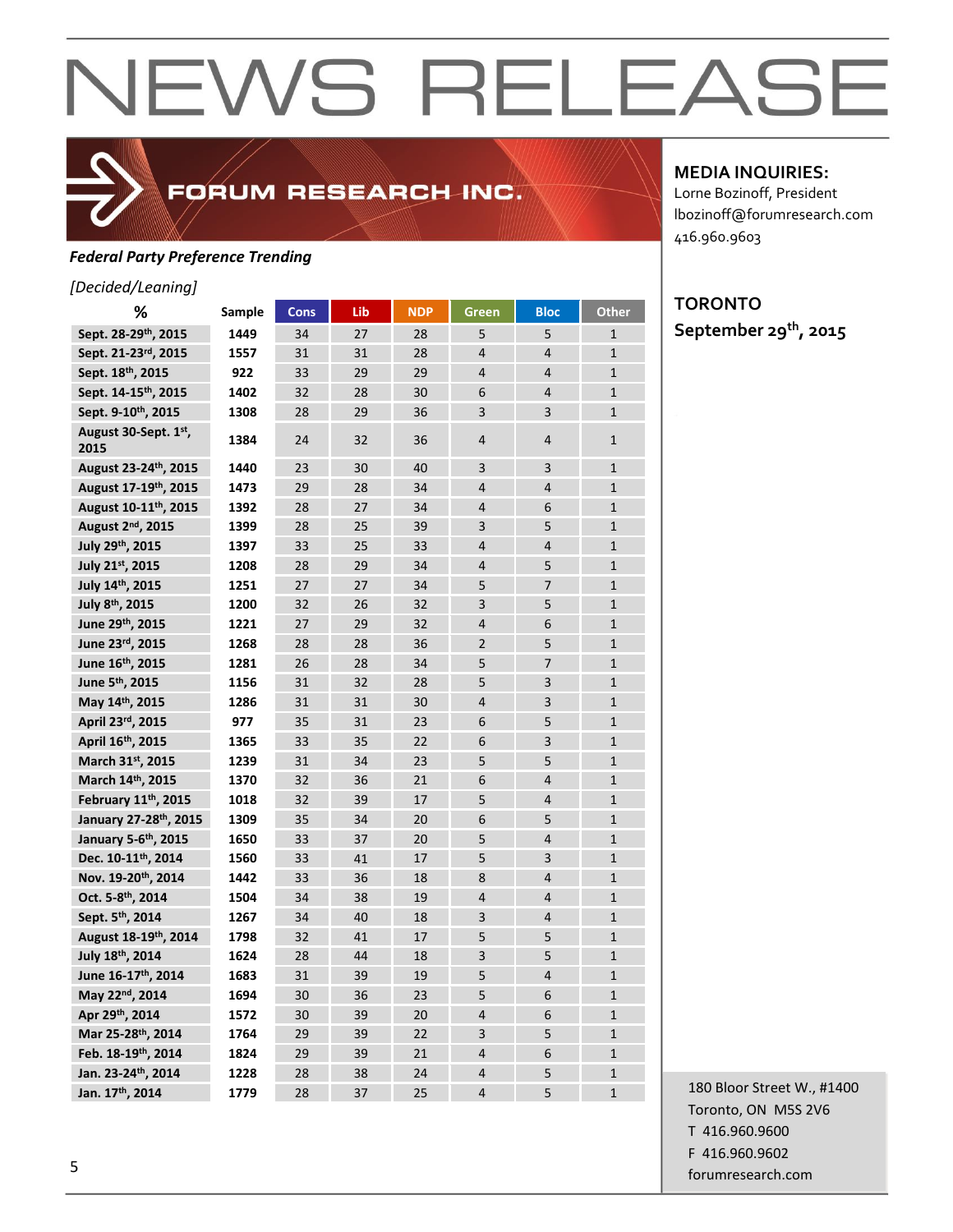# NEWS RELEASE

FORUM RESEARCH INC.

**MEDIA INQUIRIES:**
Lorne Bozinoff, President
lbozinoff@forumresearch.com
416.960.9603

**TORONTO**
**September 29th, 2015**

***Federal Party Preference Trending***

*[Decided/Leaning]*

| % | Sample | Cons | Lib | NDP | Green | Bloc | Other |
|---|---|---|---|---|---|---|---|
| Sept. 28-29th, 2015 | 1449 | 34 | 27 | 28 | 5 | 5 | 1 |
| Sept. 21-23rd, 2015 | 1557 | 31 | 31 | 28 | 4 | 4 | 1 |
| Sept. 18th, 2015 | 922 | 33 | 29 | 29 | 4 | 4 | 1 |
| Sept. 14-15th, 2015 | 1402 | 32 | 28 | 30 | 6 | 4 | 1 |
| Sept. 9-10th, 2015 | 1308 | 28 | 29 | 36 | 3 | 3 | 1 |
| August 30-Sept. 1st, 2015 | 1384 | 24 | 32 | 36 | 4 | 4 | 1 |
| August 23-24th, 2015 | 1440 | 23 | 30 | 40 | 3 | 3 | 1 |
| August 17-19th, 2015 | 1473 | 29 | 28 | 34 | 4 | 4 | 1 |
| August 10-11th, 2015 | 1392 | 28 | 27 | 34 | 4 | 6 | 1 |
| August 2nd, 2015 | 1399 | 28 | 25 | 39 | 3 | 5 | 1 |
| July 29th, 2015 | 1397 | 33 | 25 | 33 | 4 | 4 | 1 |
| July 21st, 2015 | 1208 | 28 | 29 | 34 | 4 | 5 | 1 |
| July 14th, 2015 | 1251 | 27 | 27 | 34 | 5 | 7 | 1 |
| July 8th, 2015 | 1200 | 32 | 26 | 32 | 3 | 5 | 1 |
| June 29th, 2015 | 1221 | 27 | 29 | 32 | 4 | 6 | 1 |
| June 23rd, 2015 | 1268 | 28 | 28 | 36 | 2 | 5 | 1 |
| June 16th, 2015 | 1281 | 26 | 28 | 34 | 5 | 7 | 1 |
| June 5th, 2015 | 1156 | 31 | 32 | 28 | 5 | 3 | 1 |
| May 14th, 2015 | 1286 | 31 | 31 | 30 | 4 | 3 | 1 |
| April 23rd, 2015 | 977 | 35 | 31 | 23 | 6 | 5 | 1 |
| April 16th, 2015 | 1365 | 33 | 35 | 22 | 6 | 3 | 1 |
| March 31st, 2015 | 1239 | 31 | 34 | 23 | 5 | 5 | 1 |
| March 14th, 2015 | 1370 | 32 | 36 | 21 | 6 | 4 | 1 |
| February 11th, 2015 | 1018 | 32 | 39 | 17 | 5 | 4 | 1 |
| January 27-28th, 2015 | 1309 | 35 | 34 | 20 | 6 | 5 | 1 |
| January 5-6th, 2015 | 1650 | 33 | 37 | 20 | 5 | 4 | 1 |
| Dec. 10-11th, 2014 | 1560 | 33 | 41 | 17 | 5 | 3 | 1 |
| Nov. 19-20th, 2014 | 1442 | 33 | 36 | 18 | 8 | 4 | 1 |
| Oct. 5-8th, 2014 | 1504 | 34 | 38 | 19 | 4 | 4 | 1 |
| Sept. 5th, 2014 | 1267 | 34 | 40 | 18 | 3 | 4 | 1 |
| August 18-19th, 2014 | 1798 | 32 | 41 | 17 | 5 | 5 | 1 |
| July 18th, 2014 | 1624 | 28 | 44 | 18 | 3 | 5 | 1 |
| June 16-17th, 2014 | 1683 | 31 | 39 | 19 | 5 | 4 | 1 |
| May 22nd, 2014 | 1694 | 30 | 36 | 23 | 5 | 6 | 1 |
| Apr 29th, 2014 | 1572 | 30 | 39 | 20 | 4 | 6 | 1 |
| Mar 25-28th, 2014 | 1764 | 29 | 39 | 22 | 3 | 5 | 1 |
| Feb. 18-19th, 2014 | 1824 | 29 | 39 | 21 | 4 | 6 | 1 |
| Jan. 23-24th, 2014 | 1228 | 28 | 38 | 24 | 4 | 5 | 1 |
| Jan. 17th, 2014 | 1779 | 28 | 37 | 25 | 4 | 5 | 1 |

180 Bloor Street W., #1400
Toronto, ON M5S 2V6
T 416.960.9600
F 416.960.9602
forumresearch.com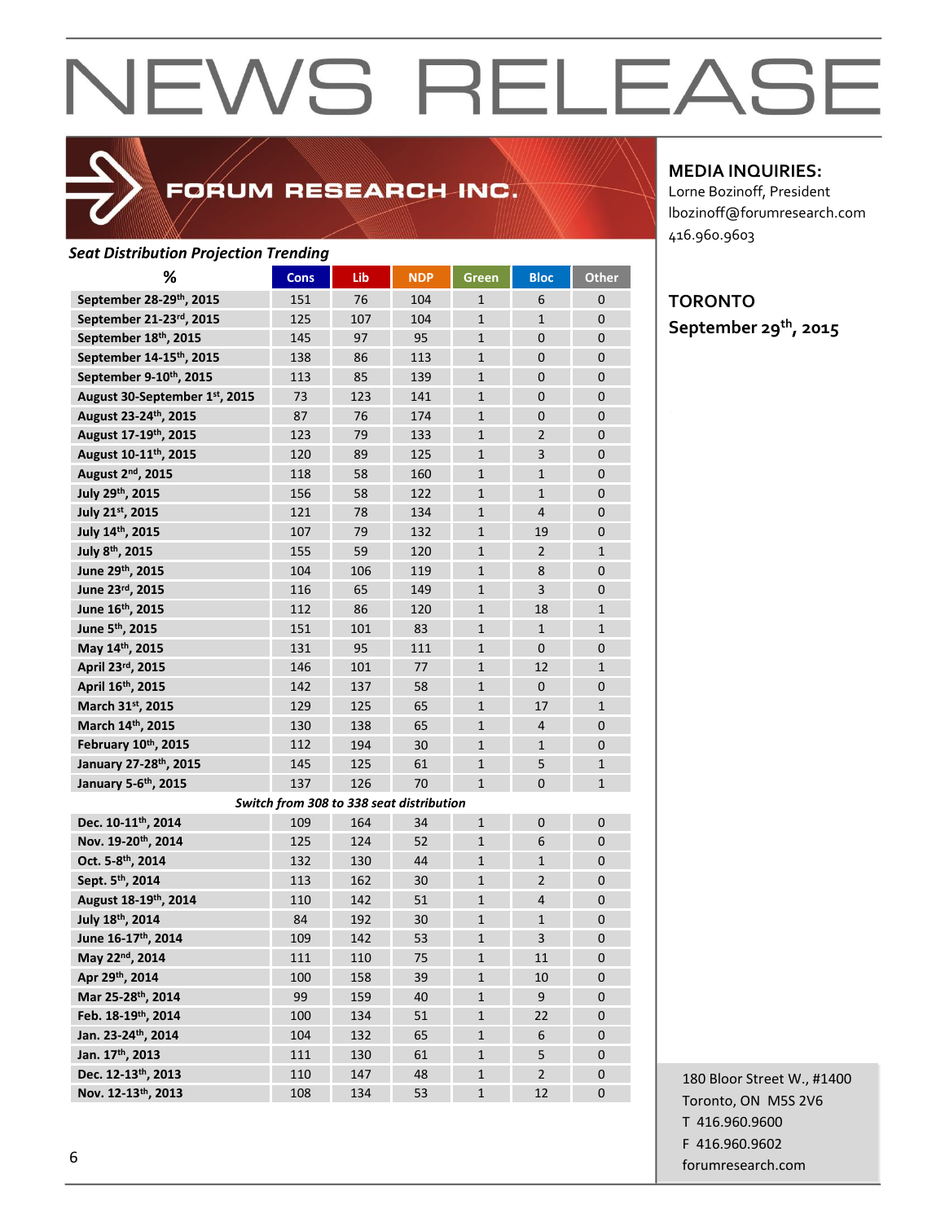# NEWS RELEASE

FORUM RESEARCH INC.

**MEDIA INQUIRIES:**
Lorne Bozinoff, President
lbozinoff@forumresearch.com
416.960.9603

**TORONTO**
**September 29th, 2015**

***Seat Distribution Projection Trending***

| % | Cons | Lib | NDP | Green | Bloc | Other |
|---|---|---|---|---|---|---|
| **September 28-29th, 2015** | 151 | 76 | 104 | 1 | 6 | 0 |
| **September 21-23rd, 2015** | 125 | 107 | 104 | 1 | 1 | 0 |
| **September 18th, 2015** | 145 | 97 | 95 | 1 | 0 | 0 |
| **September 14-15th, 2015** | 138 | 86 | 113 | 1 | 0 | 0 |
| **September 9-10th, 2015** | 113 | 85 | 139 | 1 | 0 | 0 |
| **August 30-September 1st, 2015** | 73 | 123 | 141 | 1 | 0 | 0 |
| **August 23-24th, 2015** | 87 | 76 | 174 | 1 | 0 | 0 |
| **August 17-19th, 2015** | 123 | 79 | 133 | 1 | 2 | 0 |
| **August 10-11th, 2015** | 120 | 89 | 125 | 1 | 3 | 0 |
| **August 2nd, 2015** | 118 | 58 | 160 | 1 | 1 | 0 |
| **July 29th, 2015** | 156 | 58 | 122 | 1 | 1 | 0 |
| **July 21st, 2015** | 121 | 78 | 134 | 1 | 4 | 0 |
| **July 14th, 2015** | 107 | 79 | 132 | 1 | 19 | 0 |
| **July 8th, 2015** | 155 | 59 | 120 | 1 | 2 | 1 |
| **June 29th, 2015** | 104 | 106 | 119 | 1 | 8 | 0 |
| **June 23rd, 2015** | 116 | 65 | 149 | 1 | 3 | 0 |
| **June 16th, 2015** | 112 | 86 | 120 | 1 | 18 | 1 |
| **June 5th, 2015** | 151 | 101 | 83 | 1 | 1 | 1 |
| **May 14th, 2015** | 131 | 95 | 111 | 1 | 0 | 0 |
| **April 23rd, 2015** | 146 | 101 | 77 | 1 | 12 | 1 |
| **April 16th, 2015** | 142 | 137 | 58 | 1 | 0 | 0 |
| **March 31st, 2015** | 129 | 125 | 65 | 1 | 17 | 1 |
| **March 14th, 2015** | 130 | 138 | 65 | 1 | 4 | 0 |
| **February 10th, 2015** | 112 | 194 | 30 | 1 | 1 | 0 |
| **January 27-28th, 2015** | 145 | 125 | 61 | 1 | 5 | 1 |
| **January 5-6th, 2015** | 137 | 126 | 70 | 1 | 0 | 1 |
| ***Switch from 308 to 338 seat distribution*** | | | | | | |
| **Dec. 10-11th, 2014** | 109 | 164 | 34 | 1 | 0 | 0 |
| **Nov. 19-20th, 2014** | 125 | 124 | 52 | 1 | 6 | 0 |
| **Oct. 5-8th, 2014** | 132 | 130 | 44 | 1 | 1 | 0 |
| **Sept. 5th, 2014** | 113 | 162 | 30 | 1 | 2 | 0 |
| **August 18-19th, 2014** | 110 | 142 | 51 | 1 | 4 | 0 |
| **July 18th, 2014** | 84 | 192 | 30 | 1 | 1 | 0 |
| **June 16-17th, 2014** | 109 | 142 | 53 | 1 | 3 | 0 |
| **May 22nd, 2014** | 111 | 110 | 75 | 1 | 11 | 0 |
| **Apr 29th, 2014** | 100 | 158 | 39 | 1 | 10 | 0 |
| **Mar 25-28th, 2014** | 99 | 159 | 40 | 1 | 9 | 0 |
| **Feb. 18-19th, 2014** | 100 | 134 | 51 | 1 | 22 | 0 |
| **Jan. 23-24th, 2014** | 104 | 132 | 65 | 1 | 6 | 0 |
| **Jan. 17th, 2013** | 111 | 130 | 61 | 1 | 5 | 0 |
| **Dec. 12-13th, 2013** | 110 | 147 | 48 | 1 | 2 | 0 |
| **Nov. 12-13th, 2013** | 108 | 134 | 53 | 1 | 12 | 0 |

180 Bloor Street W., #1400
Toronto, ON M5S 2V6
T 416.960.9600
F 416.960.9602
forumresearch.com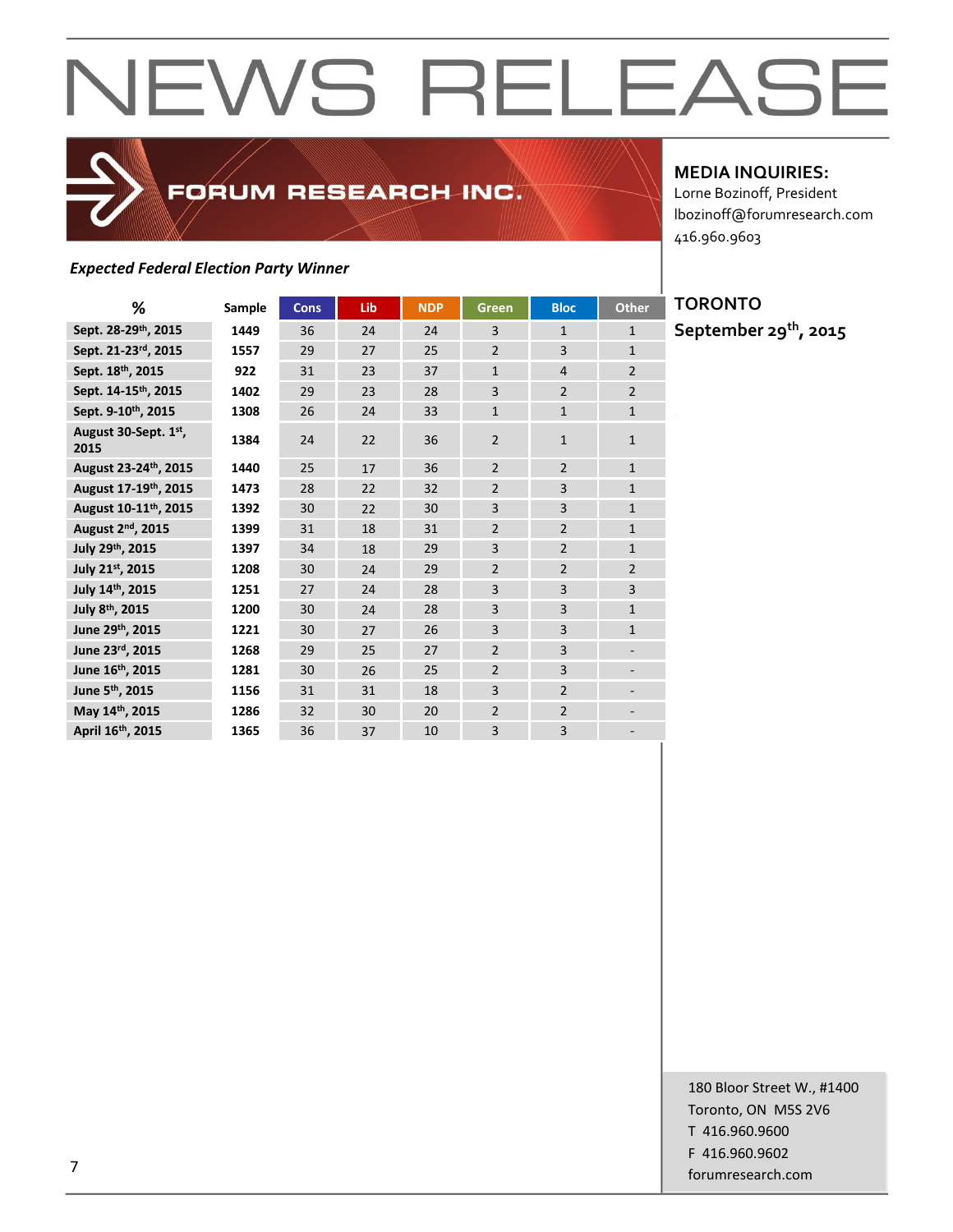# NEWS RELEASE

FORUM RESEARCH INC.

**MEDIA INQUIRIES:**
Lorne Bozinoff, President
lbozinoff@forumresearch.com
416.960.9603

**TORONTO**
**September 29th, 2015**

***Expected Federal Election Party Winner***

| % | Sample | Cons | Lib | NDP | Green | Bloc | Other |
|---|---|---|---|---|---|---|---|
| **Sept. 28-29th, 2015** | **1449** | 36 | 24 | 24 | 3 | 1 | 1 |
| **Sept. 21-23rd, 2015** | **1557** | 29 | 27 | 25 | 2 | 3 | 1 |
| **Sept. 18th, 2015** | **922** | 31 | 23 | 37 | 1 | 4 | 2 |
| **Sept. 14-15th, 2015** | **1402** | 29 | 23 | 28 | 3 | 2 | 2 |
| **Sept. 9-10th, 2015** | **1308** | 26 | 24 | 33 | 1 | 1 | 1 |
| **August 30-Sept. 1st, 2015** | **1384** | 24 | 22 | 36 | 2 | 1 | 1 |
| **August 23-24th, 2015** | **1440** | 25 | 17 | 36 | 2 | 2 | 1 |
| **August 17-19th, 2015** | **1473** | 28 | 22 | 32 | 2 | 3 | 1 |
| **August 10-11th, 2015** | **1392** | 30 | 22 | 30 | 3 | 3 | 1 |
| **August 2nd, 2015** | **1399** | 31 | 18 | 31 | 2 | 2 | 1 |
| **July 29th, 2015** | **1397** | 34 | 18 | 29 | 3 | 2 | 1 |
| **July 21st, 2015** | **1208** | 30 | 24 | 29 | 2 | 2 | 2 |
| **July 14th, 2015** | **1251** | 27 | 24 | 28 | 3 | 3 | 3 |
| **July 8th, 2015** | **1200** | 30 | 24 | 28 | 3 | 3 | 1 |
| **June 29th, 2015** | **1221** | 30 | 27 | 26 | 3 | 3 | 1 |
| **June 23rd, 2015** | **1268** | 29 | 25 | 27 | 2 | 3 | - |
| **June 16th, 2015** | **1281** | 30 | 26 | 25 | 2 | 3 | - |
| **June 5th, 2015** | **1156** | 31 | 31 | 18 | 3 | 2 | - |
| **May 14th, 2015** | **1286** | 32 | 30 | 20 | 2 | 2 | - |
| **April 16th, 2015** | **1365** | 36 | 37 | 10 | 3 | 3 | - |

180 Bloor Street W., #1400
Toronto, ON M5S 2V6
T 416.960.9600
F 416.960.9602
forumresearch.com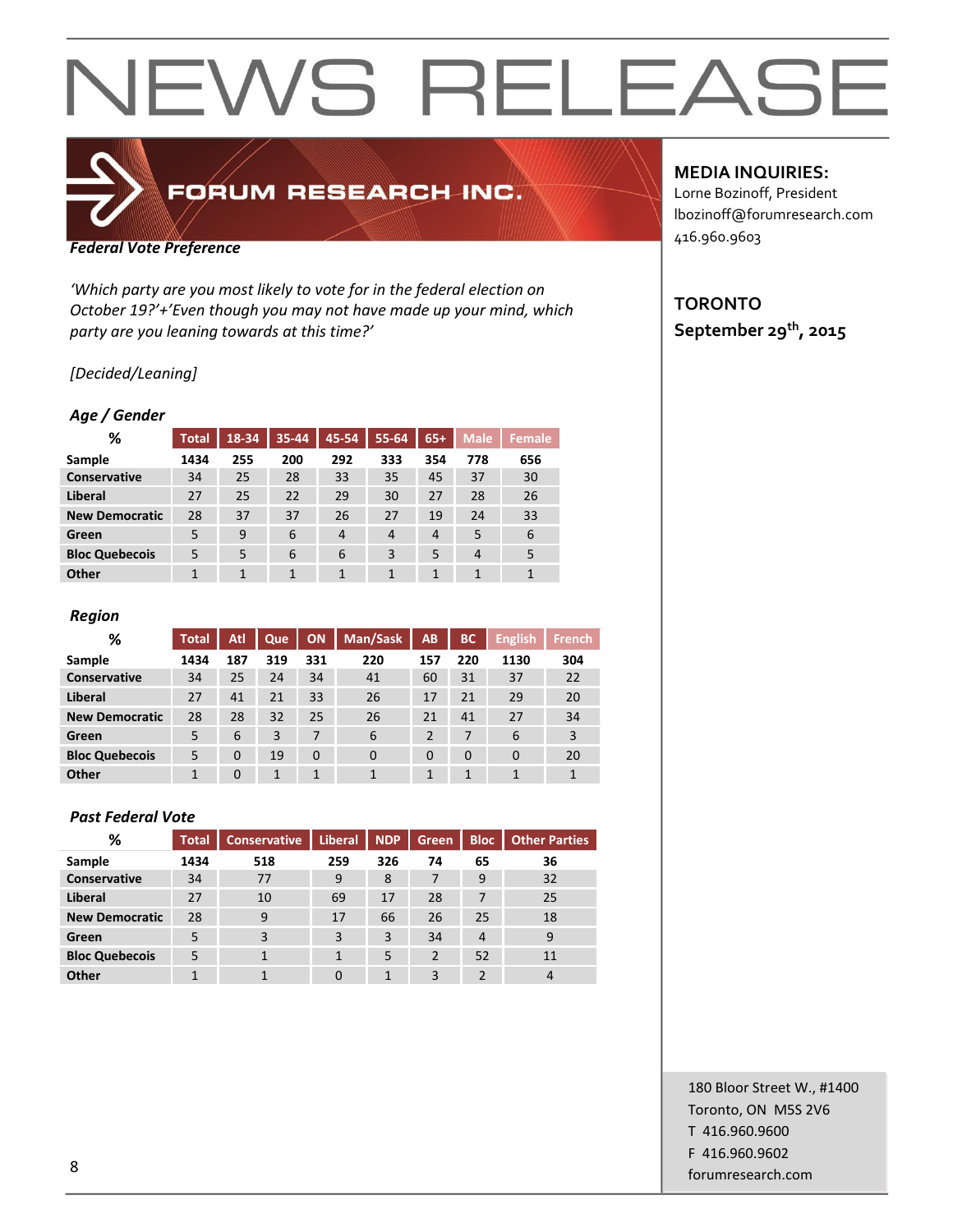# NEWS RELEASE

FORUM RESEARCH INC.

**MEDIA INQUIRIES:**
Lorne Bozinoff, President
lbozinoff@forumresearch.com
416.960.9603

**TORONTO**
**September 29th, 2015**

***Federal Vote Preference***

*'Which party are you most likely to vote for in the federal election on October 19?'+'Even though you may not have made up your mind, which party are you leaning towards at this time?'*

*[Decided/Leaning]*

### *Age / Gender*

| % | Total | 18-34 | 35-44 | 45-54 | 55-64 | 65+ | Male | Female |
|---|---|---|---|---|---|---|---|---|
| **Sample** | **1434** | **255** | **200** | **292** | **333** | **354** | **778** | **656** |
| **Conservative** | 34 | 25 | 28 | 33 | 35 | 45 | 37 | 30 |
| **Liberal** | 27 | 25 | 22 | 29 | 30 | 27 | 28 | 26 |
| **New Democratic** | 28 | 37 | 37 | 26 | 27 | 19 | 24 | 33 |
| **Green** | 5 | 9 | 6 | 4 | 4 | 4 | 5 | 6 |
| **Bloc Quebecois** | 5 | 5 | 6 | 6 | 3 | 5 | 4 | 5 |
| **Other** | 1 | 1 | 1 | 1 | 1 | 1 | 1 | 1 |

### *Region*

| % | Total | Atl | Que | ON | Man/Sask | AB | BC | English | French |
|---|---|---|---|---|---|---|---|---|---|
| **Sample** | **1434** | **187** | **319** | **331** | **220** | **157** | **220** | **1130** | **304** |
| **Conservative** | 34 | 25 | 24 | 34 | 41 | 60 | 31 | 37 | 22 |
| **Liberal** | 27 | 41 | 21 | 33 | 26 | 17 | 21 | 29 | 20 |
| **New Democratic** | 28 | 28 | 32 | 25 | 26 | 21 | 41 | 27 | 34 |
| **Green** | 5 | 6 | 3 | 7 | 6 | 2 | 7 | 6 | 3 |
| **Bloc Quebecois** | 5 | 0 | 19 | 0 | 0 | 0 | 0 | 0 | 20 |
| **Other** | 1 | 0 | 1 | 1 | 1 | 1 | 1 | 1 | 1 |

### *Past Federal Vote*

| % | Total | Conservative | Liberal | NDP | Green | Bloc | Other Parties |
|---|---|---|---|---|---|---|---|
| **Sample** | **1434** | **518** | **259** | **326** | **74** | **65** | **36** |
| **Conservative** | 34 | 77 | 9 | 8 | 7 | 9 | 32 |
| **Liberal** | 27 | 10 | 69 | 17 | 28 | 7 | 25 |
| **New Democratic** | 28 | 9 | 17 | 66 | 26 | 25 | 18 |
| **Green** | 5 | 3 | 3 | 3 | 34 | 4 | 9 |
| **Bloc Quebecois** | 5 | 1 | 1 | 5 | 2 | 52 | 11 |
| **Other** | 1 | 1 | 0 | 1 | 3 | 2 | 4 |

180 Bloor Street W., #1400
Toronto, ON M5S 2V6
T 416.960.9600
F 416.960.9602
forumresearch.com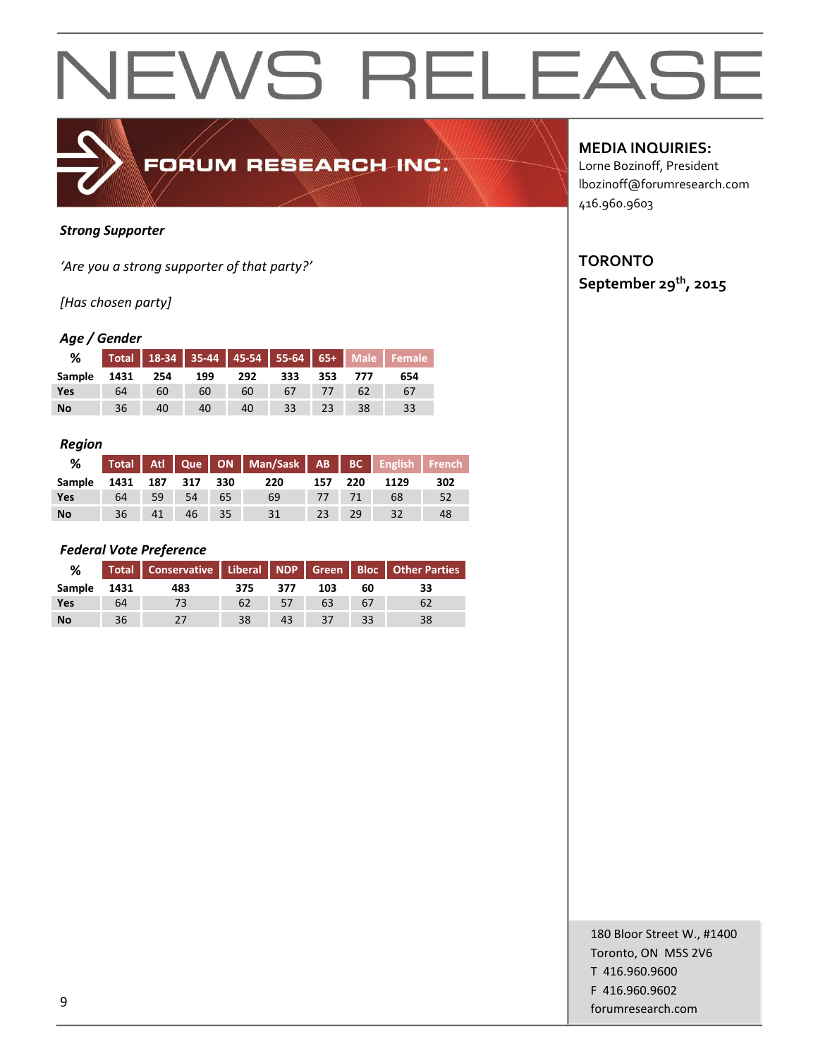# NEWS RELEASE

FORUM RESEARCH INC.

**MEDIA INQUIRIES:**
Lorne Bozinoff, President
lbozinoff@forumresearch.com
416.960.9603

**TORONTO**
**September 29th, 2015**

***Strong Supporter***

*'Are you a strong supporter of that party?'*

*[Has chosen party]*

### *Age / Gender*

| % | Total | 18-34 | 35-44 | 45-54 | 55-64 | 65+ | Male | Female |
|---|---|---|---|---|---|---|---|---|
| Sample | 1431 | 254 | 199 | 292 | 333 | 353 | 777 | 654 |
| Yes | 64 | 60 | 60 | 60 | 67 | 77 | 62 | 67 |
| No | 36 | 40 | 40 | 40 | 33 | 23 | 38 | 33 |

### *Region*

| % | Total | Atl | Que | ON | Man/Sask | AB | BC | English | French |
|---|---|---|---|---|---|---|---|---|---|
| Sample | 1431 | 187 | 317 | 330 | 220 | 157 | 220 | 1129 | 302 |
| Yes | 64 | 59 | 54 | 65 | 69 | 77 | 71 | 68 | 52 |
| No | 36 | 41 | 46 | 35 | 31 | 23 | 29 | 32 | 48 |

### *Federal Vote Preference*

| % | Total | Conservative | Liberal | NDP | Green | Bloc | Other Parties |
|---|---|---|---|---|---|---|---|
| Sample | 1431 | 483 | 375 | 377 | 103 | 60 | 33 |
| Yes | 64 | 73 | 62 | 57 | 63 | 67 | 62 |
| No | 36 | 27 | 38 | 43 | 37 | 33 | 38 |

180 Bloor Street W., #1400
Toronto, ON M5S 2V6
T 416.960.9600
F 416.960.9602
forumresearch.com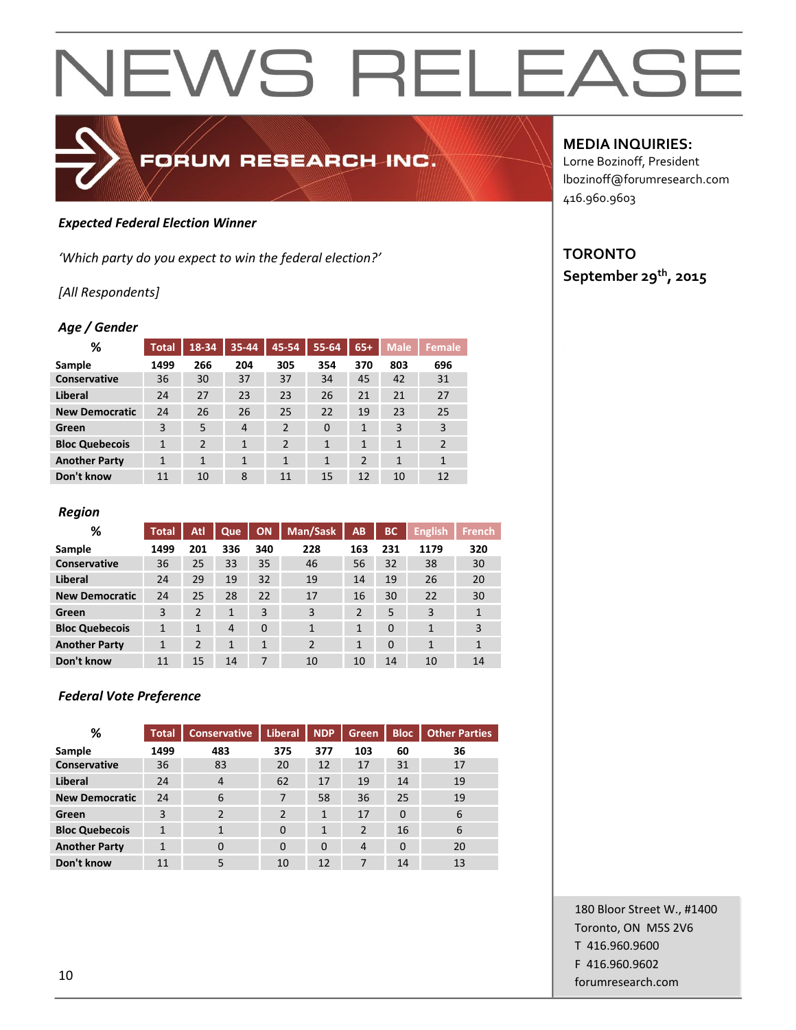# NEWS RELEASE

FORUM RESEARCH INC.

**MEDIA INQUIRIES:**
Lorne Bozinoff, President
lbozinoff@forumresearch.com
416.960.9603

**TORONTO**
**September 29th, 2015**

***Expected Federal Election Winner***

*'Which party do you expect to win the federal election?'*

*[All Respondents]*

### *Age / Gender*

| % | Total | 18-34 | 35-44 | 45-54 | 55-64 | 65+ | Male | Female |
|---|---|---|---|---|---|---|---|---|
| **Sample** | **1499** | **266** | **204** | **305** | **354** | **370** | **803** | **696** |
| **Conservative** | 36 | 30 | 37 | 37 | 34 | 45 | 42 | 31 |
| **Liberal** | 24 | 27 | 23 | 23 | 26 | 21 | 21 | 27 |
| **New Democratic** | 24 | 26 | 26 | 25 | 22 | 19 | 23 | 25 |
| **Green** | 3 | 5 | 4 | 2 | 0 | 1 | 3 | 3 |
| **Bloc Quebecois** | 1 | 2 | 1 | 2 | 1 | 1 | 1 | 2 |
| **Another Party** | 1 | 1 | 1 | 1 | 1 | 2 | 1 | 1 |
| **Don't know** | 11 | 10 | 8 | 11 | 15 | 12 | 10 | 12 |

### *Region*

| % | Total | Atl | Que | ON | Man/Sask | AB | BC | English | French |
|---|---|---|---|---|---|---|---|---|---|
| **Sample** | **1499** | **201** | **336** | **340** | **228** | **163** | **231** | **1179** | **320** |
| **Conservative** | 36 | 25 | 33 | 35 | 46 | 56 | 32 | 38 | 30 |
| **Liberal** | 24 | 29 | 19 | 32 | 19 | 14 | 19 | 26 | 20 |
| **New Democratic** | 24 | 25 | 28 | 22 | 17 | 16 | 30 | 22 | 30 |
| **Green** | 3 | 2 | 1 | 3 | 3 | 2 | 5 | 3 | 1 |
| **Bloc Quebecois** | 1 | 1 | 4 | 0 | 1 | 1 | 0 | 1 | 3 |
| **Another Party** | 1 | 2 | 1 | 1 | 2 | 1 | 0 | 1 | 1 |
| **Don't know** | 11 | 15 | 14 | 7 | 10 | 10 | 14 | 10 | 14 |

### *Federal Vote Preference*

| % | Total | Conservative | Liberal | NDP | Green | Bloc | Other Parties |
|---|---|---|---|---|---|---|---|
| **Sample** | **1499** | **483** | **375** | **377** | **103** | **60** | **36** |
| **Conservative** | 36 | 83 | 20 | 12 | 17 | 31 | 17 |
| **Liberal** | 24 | 4 | 62 | 17 | 19 | 14 | 19 |
| **New Democratic** | 24 | 6 | 7 | 58 | 36 | 25 | 19 |
| **Green** | 3 | 2 | 2 | 1 | 17 | 0 | 6 |
| **Bloc Quebecois** | 1 | 1 | 0 | 1 | 2 | 16 | 6 |
| **Another Party** | 1 | 0 | 0 | 0 | 4 | 0 | 20 |
| **Don't know** | 11 | 5 | 10 | 12 | 7 | 14 | 13 |

180 Bloor Street W., #1400
Toronto, ON M5S 2V6
T 416.960.9600
F 416.960.9602
forumresearch.com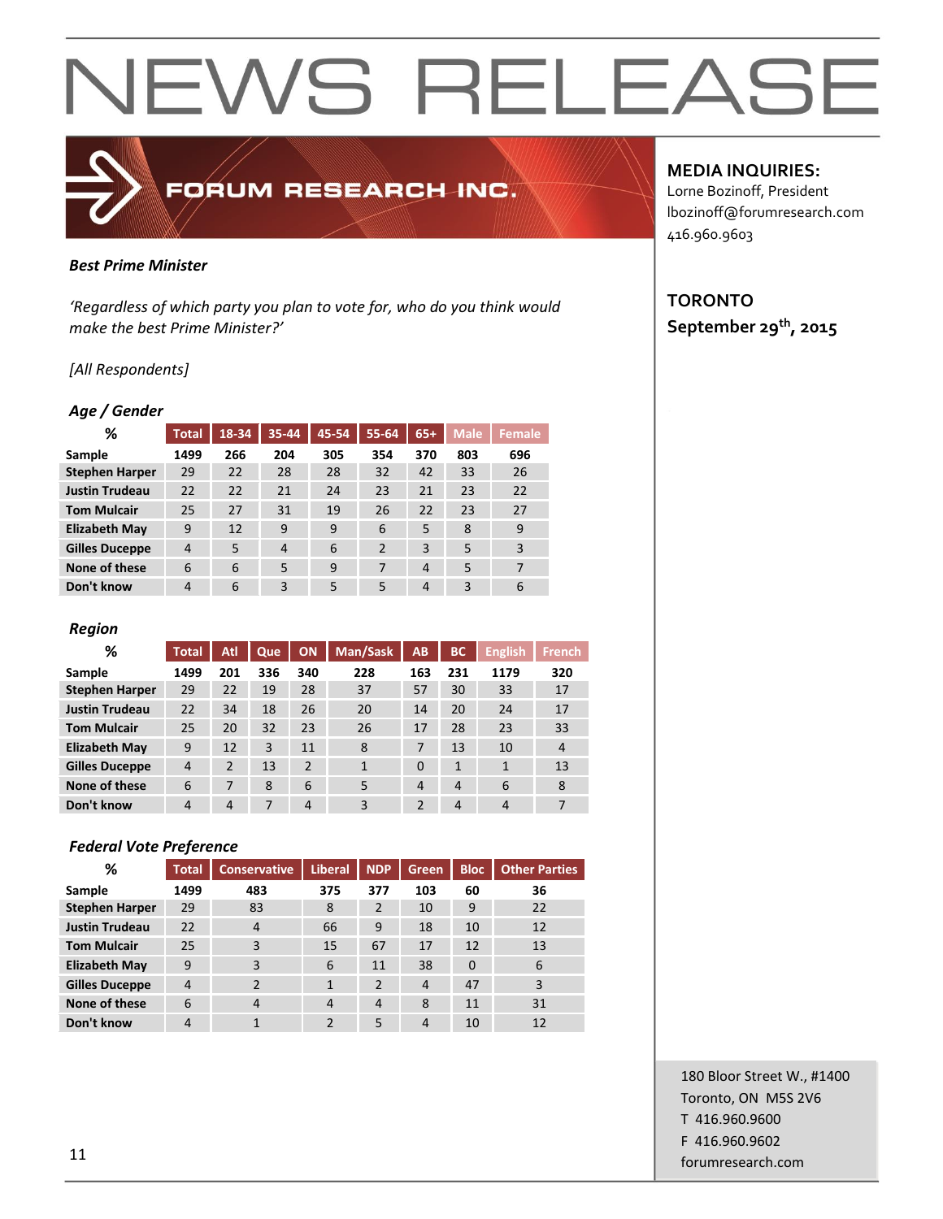# NEWS RELEASE

FORUM RESEARCH INC.

**MEDIA INQUIRIES:**
Lorne Bozinoff, President
lbozinoff@forumresearch.com
416.960.9603

**TORONTO**
**September 29th, 2015**

***Best Prime Minister***

*'Regardless of which party you plan to vote for, who do you think would make the best Prime Minister?'*

*[All Respondents]*

### *Age / Gender*

| % | Total | 18-34 | 35-44 | 45-54 | 55-64 | 65+ | Male | Female |
|---|---|---|---|---|---|---|---|---|
| **Sample** | **1499** | **266** | **204** | **305** | **354** | **370** | **803** | **696** |
| **Stephen Harper** | 29 | 22 | 28 | 28 | 32 | 42 | 33 | 26 |
| **Justin Trudeau** | 22 | 22 | 21 | 24 | 23 | 21 | 23 | 22 |
| **Tom Mulcair** | 25 | 27 | 31 | 19 | 26 | 22 | 23 | 27 |
| **Elizabeth May** | 9 | 12 | 9 | 9 | 6 | 5 | 8 | 9 |
| **Gilles Duceppe** | 4 | 5 | 4 | 6 | 2 | 3 | 5 | 3 |
| **None of these** | 6 | 6 | 5 | 9 | 7 | 4 | 5 | 7 |
| **Don't know** | 4 | 6 | 3 | 5 | 5 | 4 | 3 | 6 |

### *Region*

| % | Total | Atl | Que | ON | Man/Sask | AB | BC | English | French |
|---|---|---|---|---|---|---|---|---|---|
| **Sample** | **1499** | **201** | **336** | **340** | **228** | **163** | **231** | **1179** | **320** |
| **Stephen Harper** | 29 | 22 | 19 | 28 | 37 | 57 | 30 | 33 | 17 |
| **Justin Trudeau** | 22 | 34 | 18 | 26 | 20 | 14 | 20 | 24 | 17 |
| **Tom Mulcair** | 25 | 20 | 32 | 23 | 26 | 17 | 28 | 23 | 33 |
| **Elizabeth May** | 9 | 12 | 3 | 11 | 8 | 7 | 13 | 10 | 4 |
| **Gilles Duceppe** | 4 | 2 | 13 | 2 | 1 | 0 | 1 | 1 | 13 |
| **None of these** | 6 | 7 | 8 | 6 | 5 | 4 | 4 | 6 | 8 |
| **Don't know** | 4 | 4 | 7 | 4 | 3 | 2 | 4 | 4 | 7 |

### *Federal Vote Preference*

| % | Total | Conservative | Liberal | NDP | Green | Bloc | Other Parties |
|---|---|---|---|---|---|---|---|
| **Sample** | **1499** | **483** | **375** | **377** | **103** | **60** | **36** |
| **Stephen Harper** | 29 | 83 | 8 | 2 | 10 | 9 | 22 |
| **Justin Trudeau** | 22 | 4 | 66 | 9 | 18 | 10 | 12 |
| **Tom Mulcair** | 25 | 3 | 15 | 67 | 17 | 12 | 13 |
| **Elizabeth May** | 9 | 3 | 6 | 11 | 38 | 0 | 6 |
| **Gilles Duceppe** | 4 | 2 | 1 | 2 | 4 | 47 | 3 |
| **None of these** | 6 | 4 | 4 | 4 | 8 | 11 | 31 |
| **Don't know** | 4 | 1 | 2 | 5 | 4 | 10 | 12 |

180 Bloor Street W., #1400
Toronto, ON M5S 2V6
T 416.960.9600
F 416.960.9602
forumresearch.com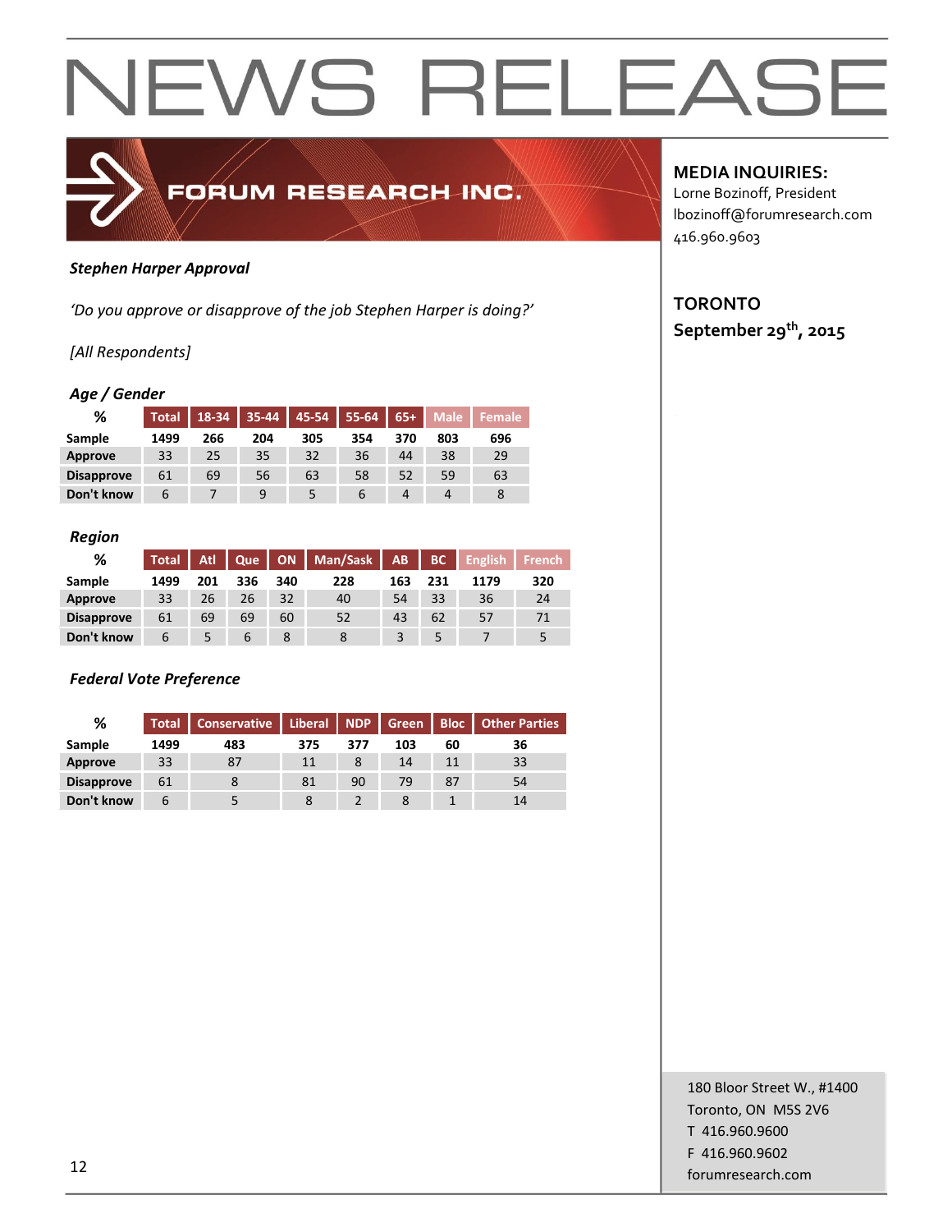# NEWS RELEASE

FORUM RESEARCH INC.

**MEDIA INQUIRIES:**
Lorne Bozinoff, President
lbozinoff@forumresearch.com
416.960.9603

**TORONTO**
**September 29th, 2015**

***Stephen Harper Approval***

*'Do you approve or disapprove of the job Stephen Harper is doing?'*

*[All Respondents]*

***Age / Gender***

| % | Total | 18-34 | 35-44 | 45-54 | 55-64 | 65+ | Male | Female |
|---|---|---|---|---|---|---|---|---|
| Sample | 1499 | 266 | 204 | 305 | 354 | 370 | 803 | 696 |
| Approve | 33 | 25 | 35 | 32 | 36 | 44 | 38 | 29 |
| Disapprove | 61 | 69 | 56 | 63 | 58 | 52 | 59 | 63 |
| Don't know | 6 | 7 | 9 | 5 | 6 | 4 | 4 | 8 |

***Region***

| % | Total | Atl | Que | ON | Man/Sask | AB | BC | English | French |
|---|---|---|---|---|---|---|---|---|---|
| Sample | 1499 | 201 | 336 | 340 | 228 | 163 | 231 | 1179 | 320 |
| Approve | 33 | 26 | 26 | 32 | 40 | 54 | 33 | 36 | 24 |
| Disapprove | 61 | 69 | 69 | 60 | 52 | 43 | 62 | 57 | 71 |
| Don't know | 6 | 5 | 6 | 8 | 8 | 3 | 5 | 7 | 5 |

***Federal Vote Preference***

| % | Total | Conservative | Liberal | NDP | Green | Bloc | Other Parties |
|---|---|---|---|---|---|---|---|
| Sample | 1499 | 483 | 375 | 377 | 103 | 60 | 36 |
| Approve | 33 | 87 | 11 | 8 | 14 | 11 | 33 |
| Disapprove | 61 | 8 | 81 | 90 | 79 | 87 | 54 |
| Don't know | 6 | 5 | 8 | 2 | 8 | 1 | 14 |

180 Bloor Street W., #1400
Toronto, ON M5S 2V6
T 416.960.9600
F 416.960.9602
forumresearch.com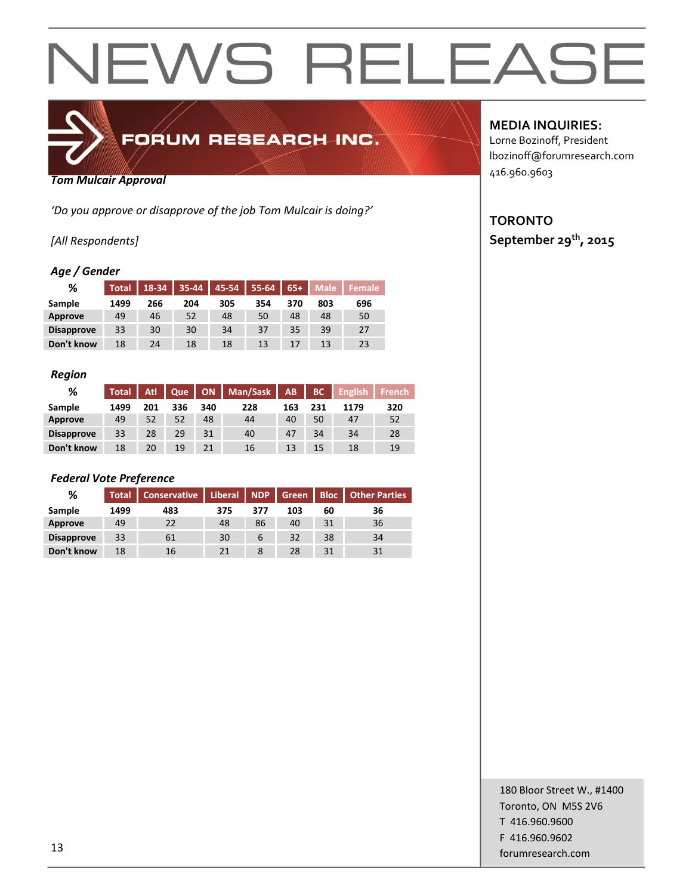# NEWS RELEASE

FORUM RESEARCH INC.

**MEDIA INQUIRIES:**
Lorne Bozinoff, President
lbozinoff@forumresearch.com
416.960.9603

**TORONTO**
**September 29th, 2015**

***Tom Mulcair Approval***

*'Do you approve or disapprove of the job Tom Mulcair is doing?'*

*[All Respondents]*

### *Age / Gender*

| % | Total | 18-34 | 35-44 | 45-54 | 55-64 | 65+ | Male | Female |
|---|---|---|---|---|---|---|---|---|
| **Sample** | **1499** | **266** | **204** | **305** | **354** | **370** | **803** | **696** |
| **Approve** | 49 | 46 | 52 | 48 | 50 | 48 | 48 | 50 |
| **Disapprove** | 33 | 30 | 30 | 34 | 37 | 35 | 39 | 27 |
| **Don't know** | 18 | 24 | 18 | 18 | 13 | 17 | 13 | 23 |

### *Region*

| % | Total | Atl | Que | ON | Man/Sask | AB | BC | English | French |
|---|---|---|---|---|---|---|---|---|---|
| **Sample** | **1499** | **201** | **336** | **340** | **228** | **163** | **231** | **1179** | **320** |
| **Approve** | 49 | 52 | 52 | 48 | 44 | 40 | 50 | 47 | 52 |
| **Disapprove** | 33 | 28 | 29 | 31 | 40 | 47 | 34 | 34 | 28 |
| **Don't know** | 18 | 20 | 19 | 21 | 16 | 13 | 15 | 18 | 19 |

### *Federal Vote Preference*

| % | Total | Conservative | Liberal | NDP | Green | Bloc | Other Parties |
|---|---|---|---|---|---|---|---|
| **Sample** | **1499** | **483** | **375** | **377** | **103** | **60** | **36** |
| **Approve** | 49 | 22 | 48 | 86 | 40 | 31 | 36 |
| **Disapprove** | 33 | 61 | 30 | 6 | 32 | 38 | 34 |
| **Don't know** | 18 | 16 | 21 | 8 | 28 | 31 | 31 |

180 Bloor Street W., #1400
Toronto, ON M5S 2V6
T 416.960.9600
F 416.960.9602
forumresearch.com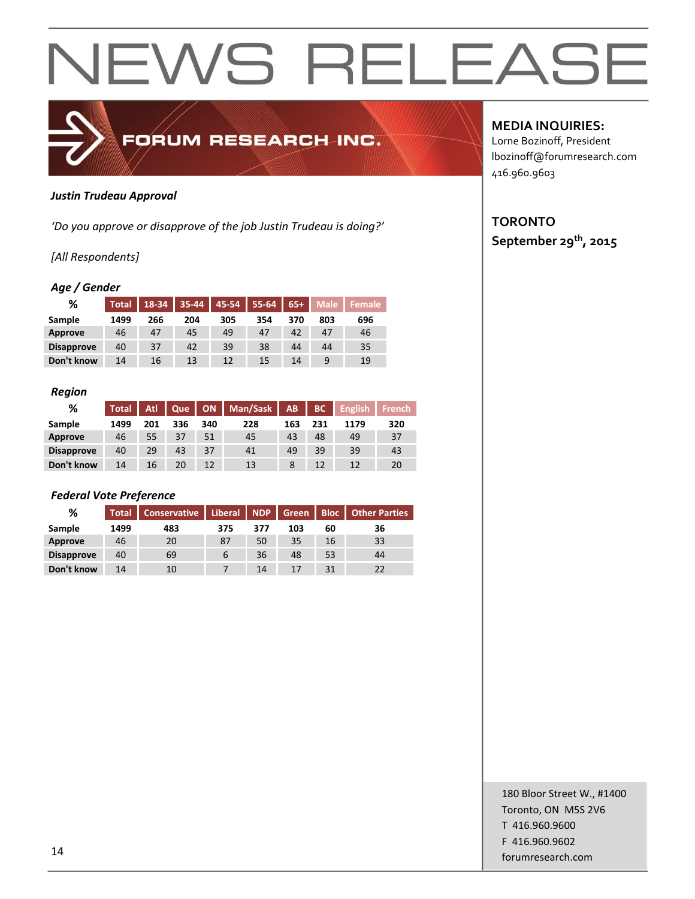# NEWS RELEASE

FORUM RESEARCH INC.

**MEDIA INQUIRIES:**
Lorne Bozinoff, President
lbozinoff@forumresearch.com
416.960.9603

**TORONTO**
**September 29th, 2015**

***Justin Trudeau Approval***

*'Do you approve or disapprove of the job Justin Trudeau is doing?'*

*[All Respondents]*

***Age / Gender***

| % | Total | 18-34 | 35-44 | 45-54 | 55-64 | 65+ | Male | Female |
|---|---|---|---|---|---|---|---|---|
| Sample | 1499 | 266 | 204 | 305 | 354 | 370 | 803 | 696 |
| Approve | 46 | 47 | 45 | 49 | 47 | 42 | 47 | 46 |
| Disapprove | 40 | 37 | 42 | 39 | 38 | 44 | 44 | 35 |
| Don't know | 14 | 16 | 13 | 12 | 15 | 14 | 9 | 19 |

***Region***

| % | Total | Atl | Que | ON | Man/Sask | AB | BC | English | French |
|---|---|---|---|---|---|---|---|---|---|
| Sample | 1499 | 201 | 336 | 340 | 228 | 163 | 231 | 1179 | 320 |
| Approve | 46 | 55 | 37 | 51 | 45 | 43 | 48 | 49 | 37 |
| Disapprove | 40 | 29 | 43 | 37 | 41 | 49 | 39 | 39 | 43 |
| Don't know | 14 | 16 | 20 | 12 | 13 | 8 | 12 | 12 | 20 |

***Federal Vote Preference***

| % | Total | Conservative | Liberal | NDP | Green | Bloc | Other Parties |
|---|---|---|---|---|---|---|---|
| Sample | 1499 | 483 | 375 | 377 | 103 | 60 | 36 |
| Approve | 46 | 20 | 87 | 50 | 35 | 16 | 33 |
| Disapprove | 40 | 69 | 6 | 36 | 48 | 53 | 44 |
| Don't know | 14 | 10 | 7 | 14 | 17 | 31 | 22 |

180 Bloor Street W., #1400
Toronto, ON M5S 2V6
T 416.960.9600
F 416.960.9602
forumresearch.com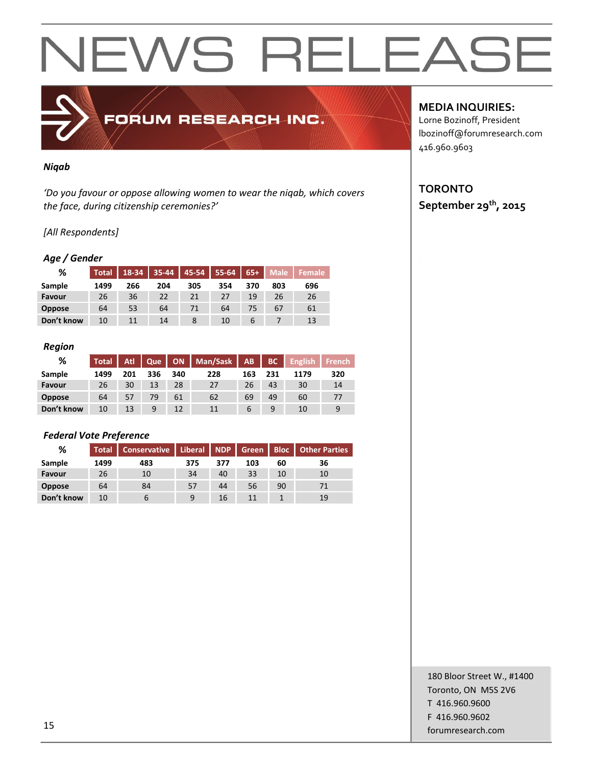# NEWS RELEASE

FORUM RESEARCH INC.

**MEDIA INQUIRIES:**
Lorne Bozinoff, President
lbozinoff@forumresearch.com
416.960.9603

**TORONTO**
**September 29th, 2015**

***Niqab***

*'Do you favour or oppose allowing women to wear the niqab, which covers the face, during citizenship ceremonies?'*

*[All Respondents]*

### *Age / Gender*

| % | Total | 18-34 | 35-44 | 45-54 | 55-64 | 65+ | Male | Female |
|---|---|---|---|---|---|---|---|---|
| **Sample** | **1499** | **266** | **204** | **305** | **354** | **370** | **803** | **696** |
| **Favour** | 26 | 36 | 22 | 21 | 27 | 19 | 26 | 26 |
| **Oppose** | 64 | 53 | 64 | 71 | 64 | 75 | 67 | 61 |
| **Don't know** | 10 | 11 | 14 | 8 | 10 | 6 | 7 | 13 |

### *Region*

| % | Total | Atl | Que | ON | Man/Sask | AB | BC | English | French |
|---|---|---|---|---|---|---|---|---|---|
| **Sample** | **1499** | **201** | **336** | **340** | **228** | **163** | **231** | **1179** | **320** |
| **Favour** | 26 | 30 | 13 | 28 | 27 | 26 | 43 | 30 | 14 |
| **Oppose** | 64 | 57 | 79 | 61 | 62 | 69 | 49 | 60 | 77 |
| **Don't know** | 10 | 13 | 9 | 12 | 11 | 6 | 9 | 10 | 9 |

### *Federal Vote Preference*

| % | Total | Conservative | Liberal | NDP | Green | Bloc | Other Parties |
|---|---|---|---|---|---|---|---|
| **Sample** | **1499** | **483** | **375** | **377** | **103** | **60** | **36** |
| **Favour** | 26 | 10 | 34 | 40 | 33 | 10 | 10 |
| **Oppose** | 64 | 84 | 57 | 44 | 56 | 90 | 71 |
| **Don't know** | 10 | 6 | 9 | 16 | 11 | 1 | 19 |

180 Bloor Street W., #1400
Toronto, ON M5S 2V6
T 416.960.9600
F 416.960.9602
forumresearch.com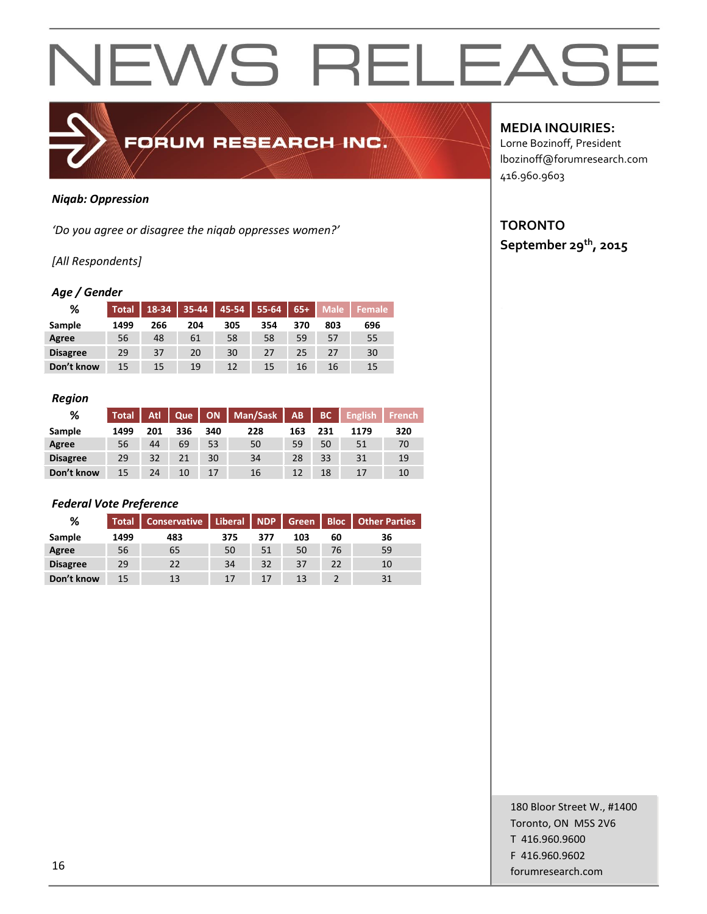# NEWS RELEASE

**FORUM RESEARCH INC.**

**MEDIA INQUIRIES:**
Lorne Bozinoff, President
lbozinoff@forumresearch.com
416.960.9603

**TORONTO**
**September 29th, 2015**

***Niqab: Oppression***

*'Do you agree or disagree the niqab oppresses women?'*

*[All Respondents]*

***Age / Gender***

| % | Total | 18-34 | 35-44 | 45-54 | 55-64 | 65+ | Male | Female |
|---|---|---|---|---|---|---|---|---|
| **Sample** | 1499 | 266 | 204 | 305 | 354 | 370 | 803 | 696 |
| **Agree** | 56 | 48 | 61 | 58 | 58 | 59 | 57 | 55 |
| **Disagree** | 29 | 37 | 20 | 30 | 27 | 25 | 27 | 30 |
| **Don't know** | 15 | 15 | 19 | 12 | 15 | 16 | 16 | 15 |

***Region***

| % | Total | Atl | Que | ON | Man/Sask | AB | BC | English | French |
|---|---|---|---|---|---|---|---|---|---|
| **Sample** | 1499 | 201 | 336 | 340 | 228 | 163 | 231 | 1179 | 320 |
| **Agree** | 56 | 44 | 69 | 53 | 50 | 59 | 50 | 51 | 70 |
| **Disagree** | 29 | 32 | 21 | 30 | 34 | 28 | 33 | 31 | 19 |
| **Don't know** | 15 | 24 | 10 | 17 | 16 | 12 | 18 | 17 | 10 |

***Federal Vote Preference***

| % | Total | Conservative | Liberal | NDP | Green | Bloc | Other Parties |
|---|---|---|---|---|---|---|---|
| **Sample** | 1499 | 483 | 375 | 377 | 103 | 60 | 36 |
| **Agree** | 56 | 65 | 50 | 51 | 50 | 76 | 59 |
| **Disagree** | 29 | 22 | 34 | 32 | 37 | 22 | 10 |
| **Don't know** | 15 | 13 | 17 | 17 | 13 | 2 | 31 |

180 Bloor Street W., #1400
Toronto, ON M5S 2V6
T 416.960.9600
F 416.960.9602
forumresearch.com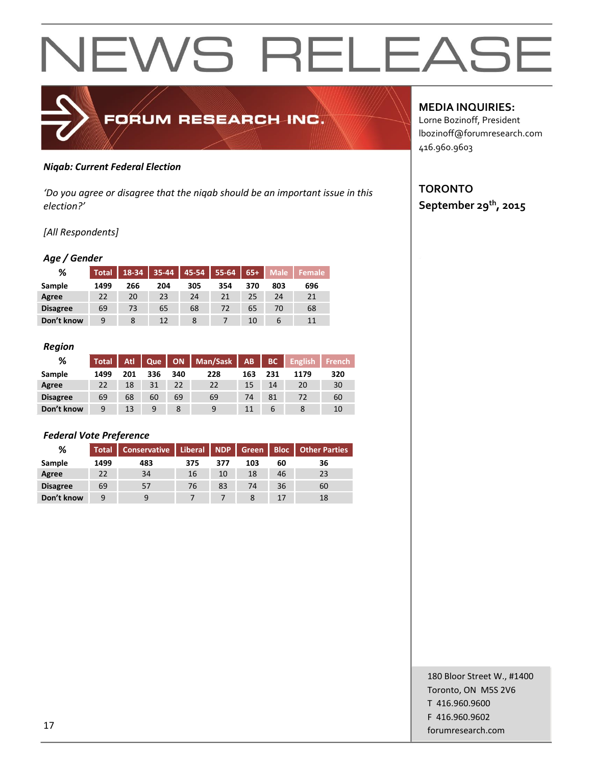# NEWS RELEASE

FORUM RESEARCH INC.

**MEDIA INQUIRIES:**
Lorne Bozinoff, President
lbozinoff@forumresearch.com
416.960.9603

**TORONTO**
**September 29th, 2015**

***Niqab: Current Federal Election***

*'Do you agree or disagree that the niqab should be an important issue in this election?'*

*[All Respondents]*

***Age / Gender***

| % | Total | 18-34 | 35-44 | 45-54 | 55-64 | 65+ | Male | Female |
|---|---|---|---|---|---|---|---|---|
| **Sample** | **1499** | **266** | **204** | **305** | **354** | **370** | **803** | **696** |
| **Agree** | 22 | 20 | 23 | 24 | 21 | 25 | 24 | 21 |
| **Disagree** | 69 | 73 | 65 | 68 | 72 | 65 | 70 | 68 |
| **Don't know** | 9 | 8 | 12 | 8 | 7 | 10 | 6 | 11 |

***Region***

| % | Total | Atl | Que | ON | Man/Sask | AB | BC | English | French |
|---|---|---|---|---|---|---|---|---|---|
| **Sample** | **1499** | **201** | **336** | **340** | **228** | **163** | **231** | **1179** | **320** |
| **Agree** | 22 | 18 | 31 | 22 | 22 | 15 | 14 | 20 | 30 |
| **Disagree** | 69 | 68 | 60 | 69 | 69 | 74 | 81 | 72 | 60 |
| **Don't know** | 9 | 13 | 9 | 8 | 9 | 11 | 6 | 8 | 10 |

***Federal Vote Preference***

| % | Total | Conservative | Liberal | NDP | Green | Bloc | Other Parties |
|---|---|---|---|---|---|---|---|
| **Sample** | **1499** | **483** | **375** | **377** | **103** | **60** | **36** |
| **Agree** | 22 | 34 | 16 | 10 | 18 | 46 | 23 |
| **Disagree** | 69 | 57 | 76 | 83 | 74 | 36 | 60 |
| **Don't know** | 9 | 9 | 7 | 7 | 8 | 17 | 18 |

180 Bloor Street W., #1400
Toronto, ON M5S 2V6
T 416.960.9600
F 416.960.9602
forumresearch.com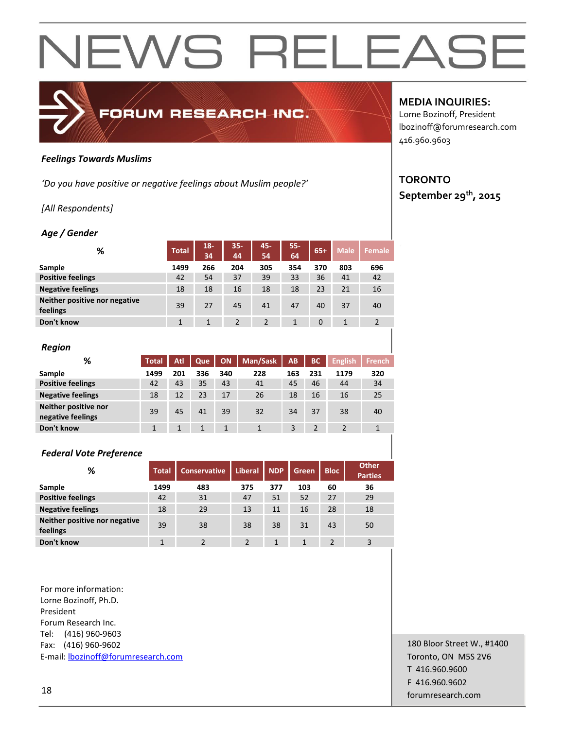# NEWS RELEASE

FORUM RESEARCH INC.

**MEDIA INQUIRIES:**
Lorne Bozinoff, President
lbozinoff@forumresearch.com
416.960.9603

**TORONTO**
**September 29th, 2015**

***Feelings Towards Muslims***

*'Do you have positive or negative feelings about Muslim people?'*

*[All Respondents]*

***Age / Gender***

| % | Total | 18-34 | 35-44 | 45-54 | 55-64 | 65+ | Male | Female |
|---|---|---|---|---|---|---|---|---|
| **Sample** | **1499** | **266** | **204** | **305** | **354** | **370** | **803** | **696** |
| **Positive feelings** | 42 | 54 | 37 | 39 | 33 | 36 | 41 | 42 |
| **Negative feelings** | 18 | 18 | 16 | 18 | 18 | 23 | 21 | 16 |
| **Neither positive nor negative feelings** | 39 | 27 | 45 | 41 | 47 | 40 | 37 | 40 |
| **Don't know** | 1 | 1 | 2 | 2 | 1 | 0 | 1 | 2 |

***Region***

| % | Total | Atl | Que | ON | Man/Sask | AB | BC | English | French |
|---|---|---|---|---|---|---|---|---|---|
| **Sample** | **1499** | **201** | **336** | **340** | **228** | **163** | **231** | **1179** | **320** |
| **Positive feelings** | 42 | 43 | 35 | 43 | 41 | 45 | 46 | 44 | 34 |
| **Negative feelings** | 18 | 12 | 23 | 17 | 26 | 18 | 16 | 16 | 25 |
| **Neither positive nor negative feelings** | 39 | 45 | 41 | 39 | 32 | 34 | 37 | 38 | 40 |
| **Don't know** | 1 | 1 | 1 | 1 | 1 | 3 | 2 | 2 | 1 |

***Federal Vote Preference***

| % | Total | Conservative | Liberal | NDP | Green | Bloc | Other Parties |
|---|---|---|---|---|---|---|---|
| **Sample** | **1499** | **483** | **375** | **377** | **103** | **60** | **36** |
| **Positive feelings** | 42 | 31 | 47 | 51 | 52 | 27 | 29 |
| **Negative feelings** | 18 | 29 | 13 | 11 | 16 | 28 | 18 |
| **Neither positive nor negative feelings** | 39 | 38 | 38 | 38 | 31 | 43 | 50 |
| **Don't know** | 1 | 2 | 2 | 1 | 1 | 2 | 3 |

For more information:
Lorne Bozinoff, Ph.D.
President
Forum Research Inc.
Tel: (416) 960-9603
Fax: (416) 960-9602
E-mail: lbozinoff@forumresearch.com

180 Bloor Street W., #1400
Toronto, ON M5S 2V6
T 416.960.9600
F 416.960.9602
forumresearch.com